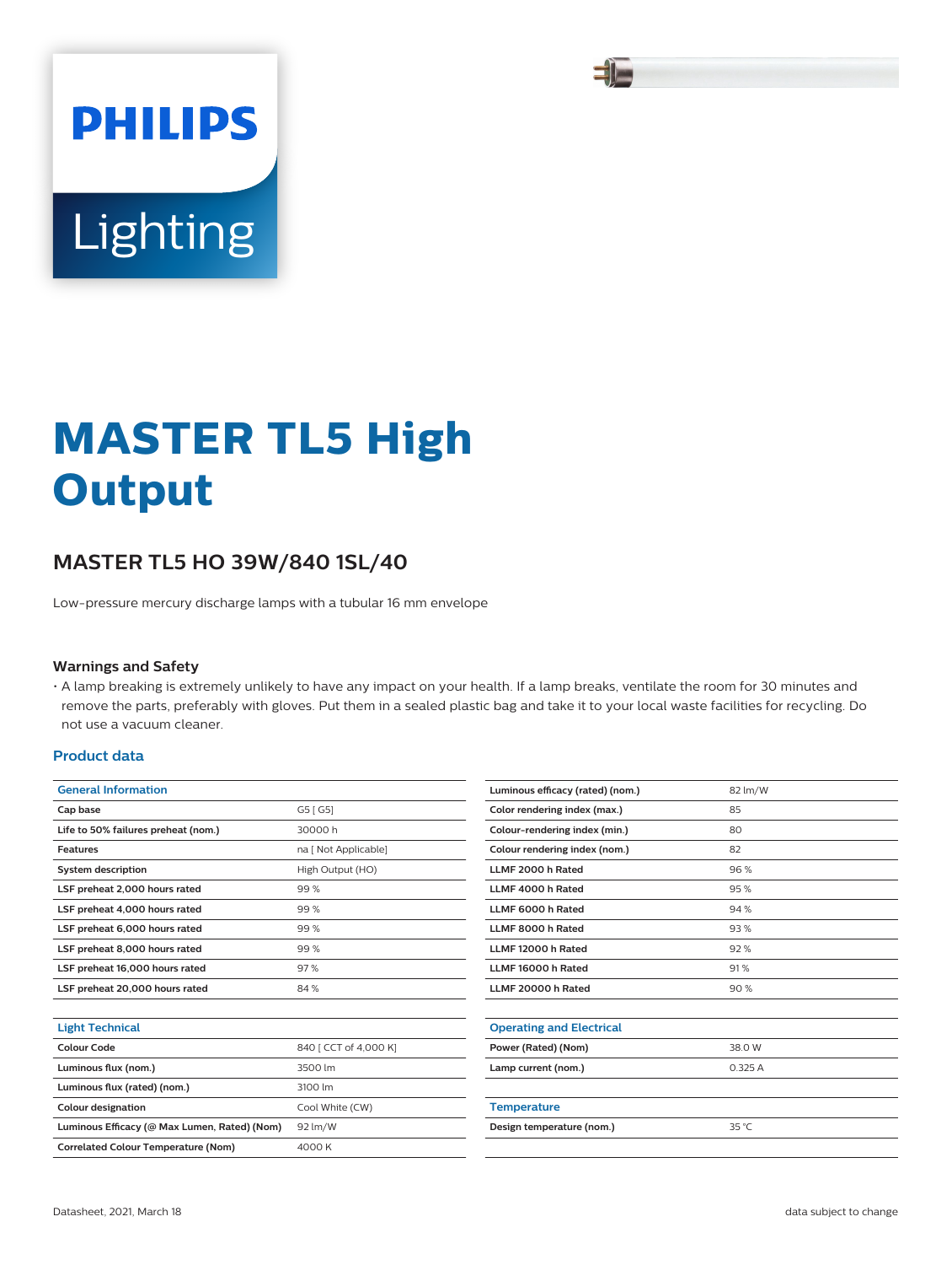# MASTER TL5 High Output

## MASTER TL5 HO 39W/840 1SL/40

Low-pressure mercury discharge lamps with a tubular 16 mm envelope

### Warnings and Safety

- A lamp breaking is extremely unlikely to have any impact on your health. If a lamp breaks, ventilate the room for 30 minutes and remove the parts, preferably with gloves. Put them in a sealed plastic bag and take it to your local waste facilities for recycling. Do not use a vacuum cleaner.

### Product data

| General Information | |
|---|---|
| Cap base | G5 [ G5] |
| Life to 50% failures preheat (nom.) | 30000 h |
| Features | na [ Not Applicable] |
| System description | High Output (HO) |
| LSF preheat 2,000 hours rated | 99 % |
| LSF preheat 4,000 hours rated | 99 % |
| LSF preheat 6,000 hours rated | 99 % |
| LSF preheat 8,000 hours rated | 99 % |
| LSF preheat 16,000 hours rated | 97 % |
| LSF preheat 20,000 hours rated | 84 % |

| Light Technical | |
|---|---|
| Colour Code | 840 [ CCT of 4,000 K] |
| Luminous flux (nom.) | 3500 lm |
| Luminous flux (rated) (nom.) | 3100 lm |
| Colour designation | Cool White (CW) |
| Luminous Efficacy (@ Max Lumen, Rated) (Nom) | 92 lm/W |
| Correlated Colour Temperature (Nom) | 4000 K |
| Luminous efficacy (rated) (nom.) | 82 lm/W |
| Color rendering index (max.) | 85 |
| Colour-rendering index (min.) | 80 |
| Colour rendering index (nom.) | 82 |
| LLMF 2000 h Rated | 96 % |
| LLMF 4000 h Rated | 95 % |
| LLMF 6000 h Rated | 94 % |
| LLMF 8000 h Rated | 93 % |
| LLMF 12000 h Rated | 92 % |
| LLMF 16000 h Rated | 91 % |
| LLMF 20000 h Rated | 90 % |

| Operating and Electrical | |
|---|---|
| Power (Rated) (Nom) | 38.0 W |
| Lamp current (nom.) | 0.325 A |

| Temperature | |
|---|---|
| Design temperature (nom.) | 35 °C |

Datasheet, 2021, March 18

data subject to change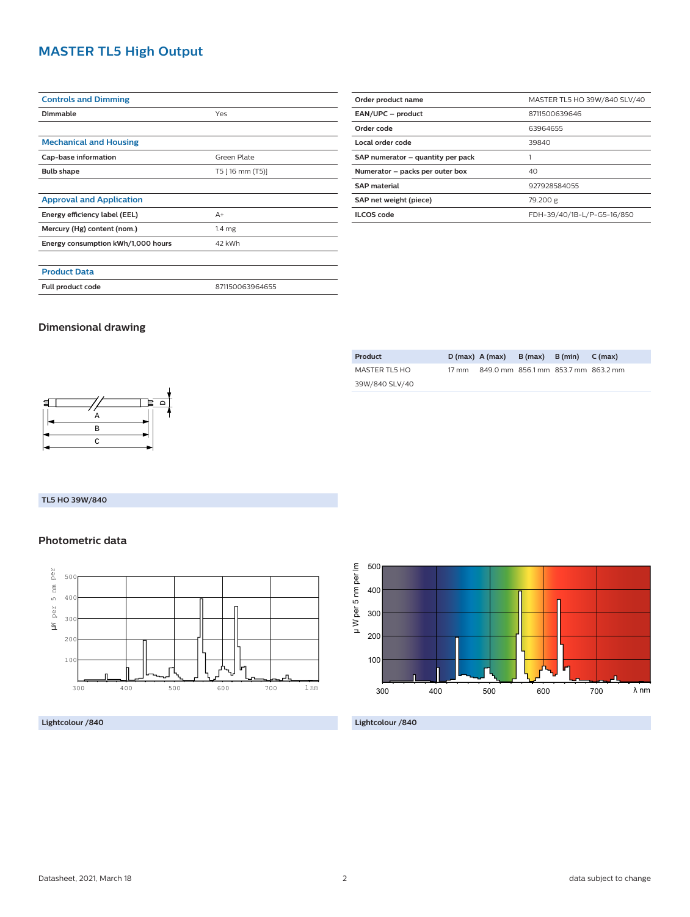# MASTER TL5 High Output

| Controls and Dimming | |
|---|---|
| Dimmable | Yes |

| Mechanical and Housing | |
|---|---|
| Cap-base information | Green Plate |
| Bulb shape | T5 [ 16 mm (T5)] |

| Approval and Application | |
|---|---|
| Energy efficiency label (EEL) | A+ |
| Mercury (Hg) content (nom.) | 1.4 mg |
| Energy consumption kWh/1,000 hours | 42 kWh |

| Product Data | |
|---|---|
| Full product code | 871150063964655 |

| | |
|---|---|
| Order product name | MASTER TL5 HO 39W/840 SLV/40 |
| EAN/UPC – product | 8711500639646 |
| Order code | 63964655 |
| Local order code | 39840 |
| SAP numerator – quantity per pack | 1 |
| Numerator – packs per outer box | 40 |
| SAP material | 927928584055 |
| SAP net weight (piece) | 79.200 g |
| ILCOS code | FDH-39/40/1B-L/P-G5-16/850 |

## Dimensional drawing

| Product | D (max) | A (max) | B (max) | B (min) | C (max) |
|---|---|---|---|---|---|
| MASTER TL5 HO 39W/840 SLV/40 | 17 mm | 849.0 mm | 856.1 mm | 853.7 mm | 863.2 mm |

TL5 HO 39W/840

## Photometric data

Lightcolour /840

Lightcolour /840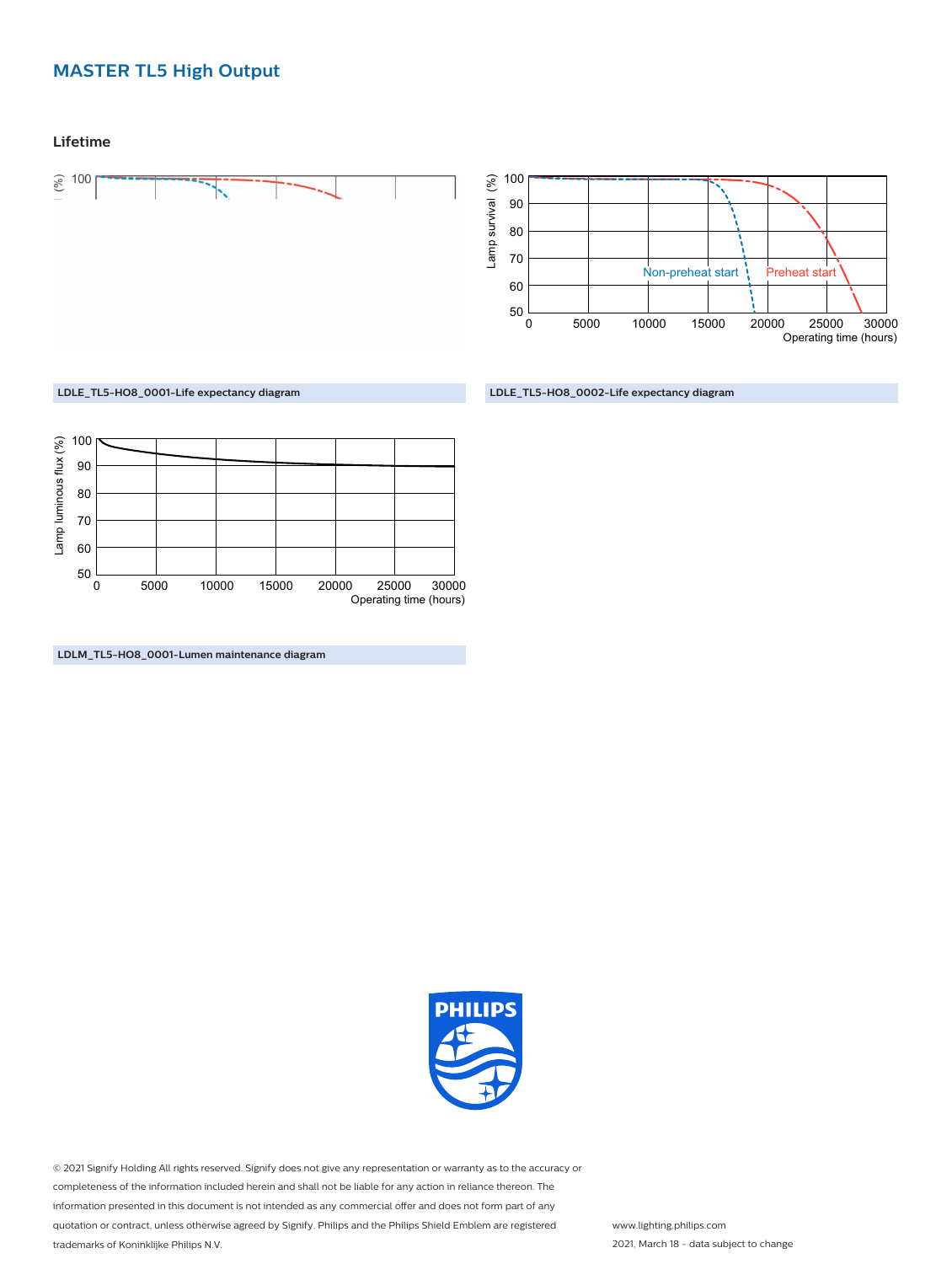## MASTER TL5 High Output

### Lifetime

(%) 100

LDLE_TL5-HO8_0001-Life expectancy diagram

Lamp survival (%)
100
90
80
70
60
50
0 5000 10000 15000 20000 25000 30000
Operating time (hours)
Non-preheat start
Preheat start

LDLE_TL5-HO8_0002-Life expectancy diagram

Lamp luminous flux (%)
100
90
80
70
60
50
0 5000 10000 15000 20000 25000 30000
Operating time (hours)

LDLM_TL5-HO8_0001-Lumen maintenance diagram

© 2021 Signify Holding All rights reserved. Signify does not give any representation or warranty as to the accuracy or completeness of the information included herein and shall not be liable for any action in reliance thereon. The information presented in this document is not intended as any commercial offer and does not form part of any quotation or contract, unless otherwise agreed by Signify. Philips and the Philips Shield Emblem are registered trademarks of Koninklijke Philips N.V.

www.lighting.philips.com

2021, March 18 - data subject to change